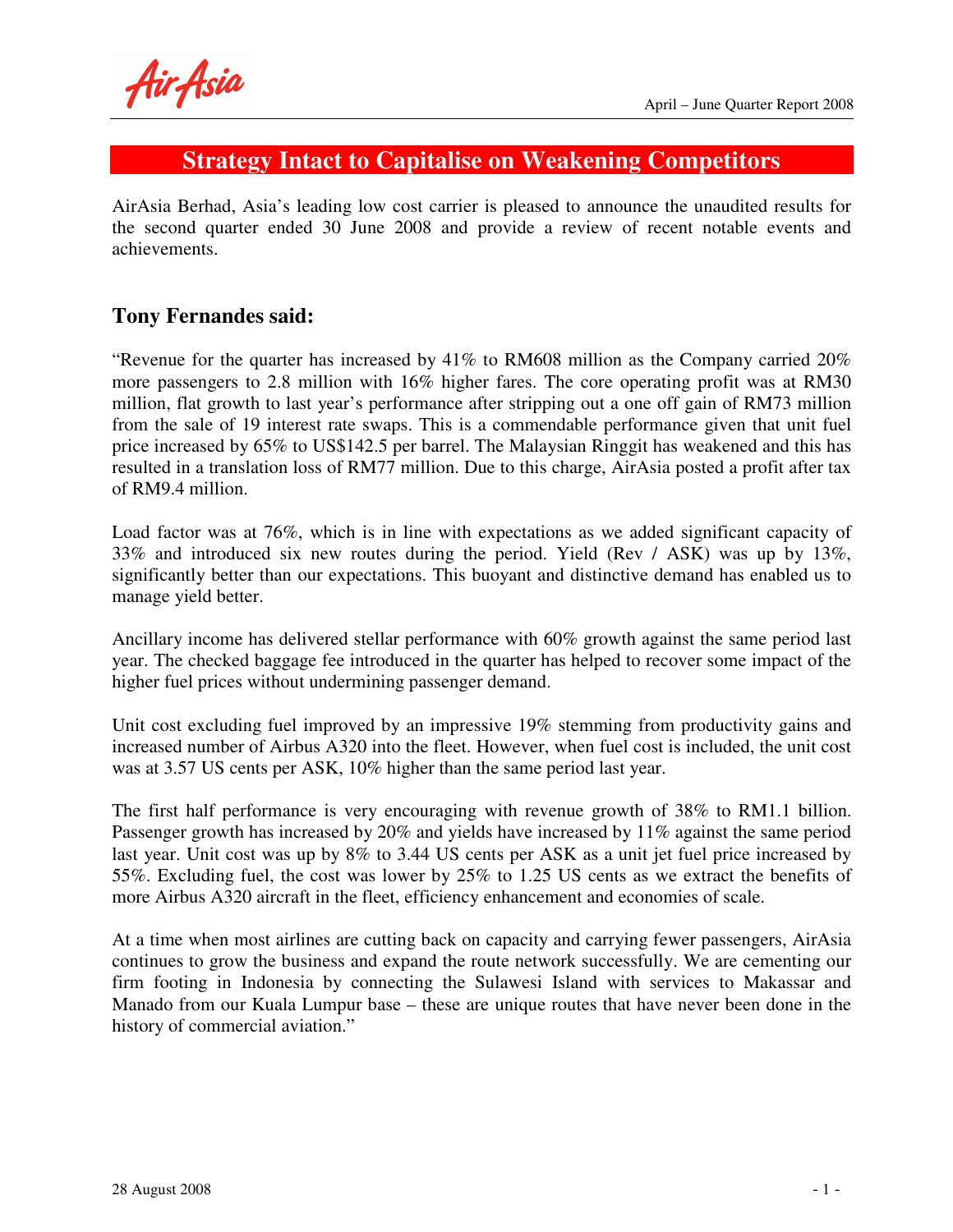# Strategy Intact to Capitalise on Weakening Competitors

AirAsia Berhad, Asia's leading low cost carrier is pleased to announce the unaudited results for the second quarter ended 30 June 2008 and provide a review of recent notable events and achievements.

## Tony Fernandes said:

"Revenue for the quarter has increased by 41% to RM608 million as the Company carried 20% more passengers to 2.8 million with 16% higher fares. The core operating profit was at RM30 million, flat growth to last year's performance after stripping out a one off gain of RM73 million from the sale of 19 interest rate swaps. This is a commendable performance given that unit fuel price increased by 65% to US$142.5 per barrel. The Malaysian Ringgit has weakened and this has resulted in a translation loss of RM77 million. Due to this charge, AirAsia posted a profit after tax of RM9.4 million.

Load factor was at 76%, which is in line with expectations as we added significant capacity of 33% and introduced six new routes during the period. Yield (Rev / ASK) was up by 13%, significantly better than our expectations. This buoyant and distinctive demand has enabled us to manage yield better.

Ancillary income has delivered stellar performance with 60% growth against the same period last year. The checked baggage fee introduced in the quarter has helped to recover some impact of the higher fuel prices without undermining passenger demand.

Unit cost excluding fuel improved by an impressive 19% stemming from productivity gains and increased number of Airbus A320 into the fleet. However, when fuel cost is included, the unit cost was at 3.57 US cents per ASK, 10% higher than the same period last year.

The first half performance is very encouraging with revenue growth of 38% to RM1.1 billion. Passenger growth has increased by 20% and yields have increased by 11% against the same period last year. Unit cost was up by 8% to 3.44 US cents per ASK as a unit jet fuel price increased by 55%. Excluding fuel, the cost was lower by 25% to 1.25 US cents as we extract the benefits of more Airbus A320 aircraft in the fleet, efficiency enhancement and economies of scale.

At a time when most airlines are cutting back on capacity and carrying fewer passengers, AirAsia continues to grow the business and expand the route network successfully. We are cementing our firm footing in Indonesia by connecting the Sulawesi Island with services to Makassar and Manado from our Kuala Lumpur base – these are unique routes that have never been done in the history of commercial aviation."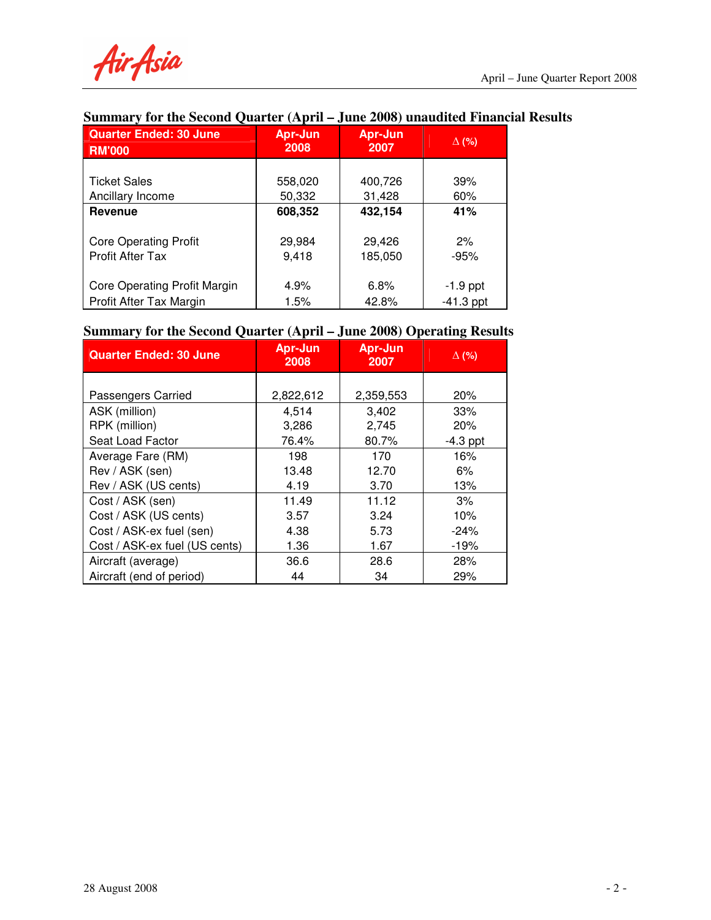## Summary for the Second Quarter (April – June 2008) unaudited Financial Results

| Quarter Ended: 30 June<br>RM'000 | Apr-Jun 2008 | Apr-Jun 2007 | Δ (%) |
|---|---|---|---|
| Ticket Sales | 558,020 | 400,726 | 39% |
| Ancillary Income | 50,332 | 31,428 | 60% |
| **Revenue** | **608,352** | **432,154** | **41%** |
| Core Operating Profit | 29,984 | 29,426 | 2% |
| Profit After Tax | 9,418 | 185,050 | -95% |
| Core Operating Profit Margin | 4.9% | 6.8% | -1.9 ppt |
| Profit After Tax Margin | 1.5% | 42.8% | -41.3 ppt |

## Summary for the Second Quarter (April – June 2008) Operating Results

| Quarter Ended: 30 June | Apr-Jun 2008 | Apr-Jun 2007 | Δ (%) |
|---|---|---|---|
| Passengers Carried | 2,822,612 | 2,359,553 | 20% |
| ASK (million) | 4,514 | 3,402 | 33% |
| RPK (million) | 3,286 | 2,745 | 20% |
| Seat Load Factor | 76.4% | 80.7% | -4.3 ppt |
| Average Fare (RM) | 198 | 170 | 16% |
| Rev / ASK (sen) | 13.48 | 12.70 | 6% |
| Rev / ASK (US cents) | 4.19 | 3.70 | 13% |
| Cost / ASK (sen) | 11.49 | 11.12 | 3% |
| Cost / ASK (US cents) | 3.57 | 3.24 | 10% |
| Cost / ASK-ex fuel (sen) | 4.38 | 5.73 | -24% |
| Cost / ASK-ex fuel (US cents) | 1.36 | 1.67 | -19% |
| Aircraft (average) | 36.6 | 28.6 | 28% |
| Aircraft (end of period) | 44 | 34 | 29% |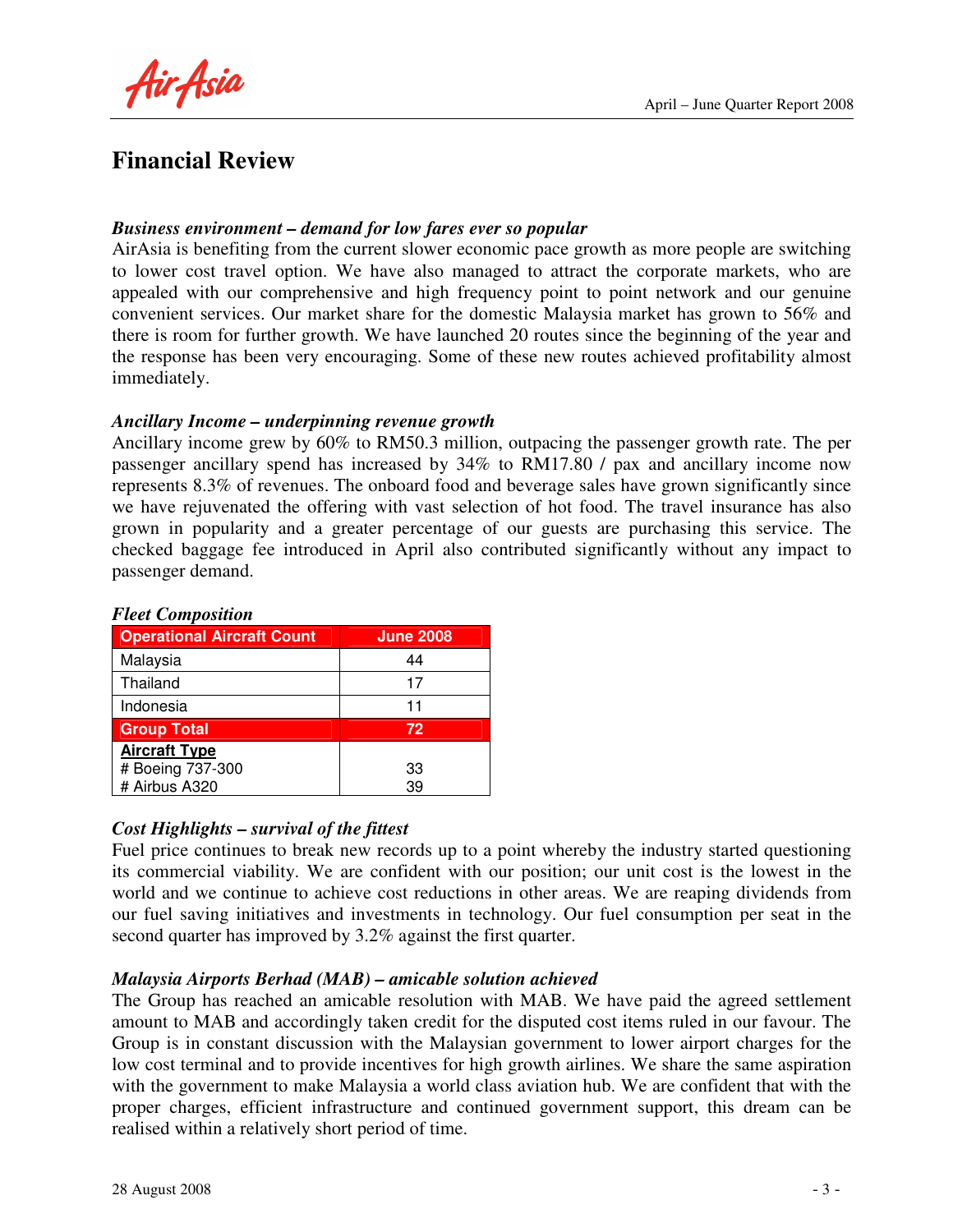# Financial Review

***Business environment – demand for low fares ever so popular***

AirAsia is benefiting from the current slower economic pace growth as more people are switching to lower cost travel option. We have also managed to attract the corporate markets, who are appealed with our comprehensive and high frequency point to point network and our genuine convenient services. Our market share for the domestic Malaysia market has grown to 56% and there is room for further growth. We have launched 20 routes since the beginning of the year and the response has been very encouraging. Some of these new routes achieved profitability almost immediately.

***Ancillary Income – underpinning revenue growth***

Ancillary income grew by 60% to RM50.3 million, outpacing the passenger growth rate. The per passenger ancillary spend has increased by 34% to RM17.80 / pax and ancillary income now represents 8.3% of revenues. The onboard food and beverage sales have grown significantly since we have rejuvenated the offering with vast selection of hot food. The travel insurance has also grown in popularity and a greater percentage of our guests are purchasing this service. The checked baggage fee introduced in April also contributed significantly without any impact to passenger demand.

***Fleet Composition***

| Operational Aircraft Count | June 2008 |
|---|---|
| Malaysia | 44 |
| Thailand | 17 |
| Indonesia | 11 |
| **Group Total** | **72** |
| **Aircraft Type** | |
| # Boeing 737-300 | 33 |
| # Airbus A320 | 39 |

***Cost Highlights – survival of the fittest***

Fuel price continues to break new records up to a point whereby the industry started questioning its commercial viability. We are confident with our position; our unit cost is the lowest in the world and we continue to achieve cost reductions in other areas. We are reaping dividends from our fuel saving initiatives and investments in technology. Our fuel consumption per seat in the second quarter has improved by 3.2% against the first quarter.

***Malaysia Airports Berhad (MAB) – amicable solution achieved***

The Group has reached an amicable resolution with MAB. We have paid the agreed settlement amount to MAB and accordingly taken credit for the disputed cost items ruled in our favour. The Group is in constant discussion with the Malaysian government to lower airport charges for the low cost terminal and to provide incentives for high growth airlines. We share the same aspiration with the government to make Malaysia a world class aviation hub. We are confident that with the proper charges, efficient infrastructure and continued government support, this dream can be realised within a relatively short period of time.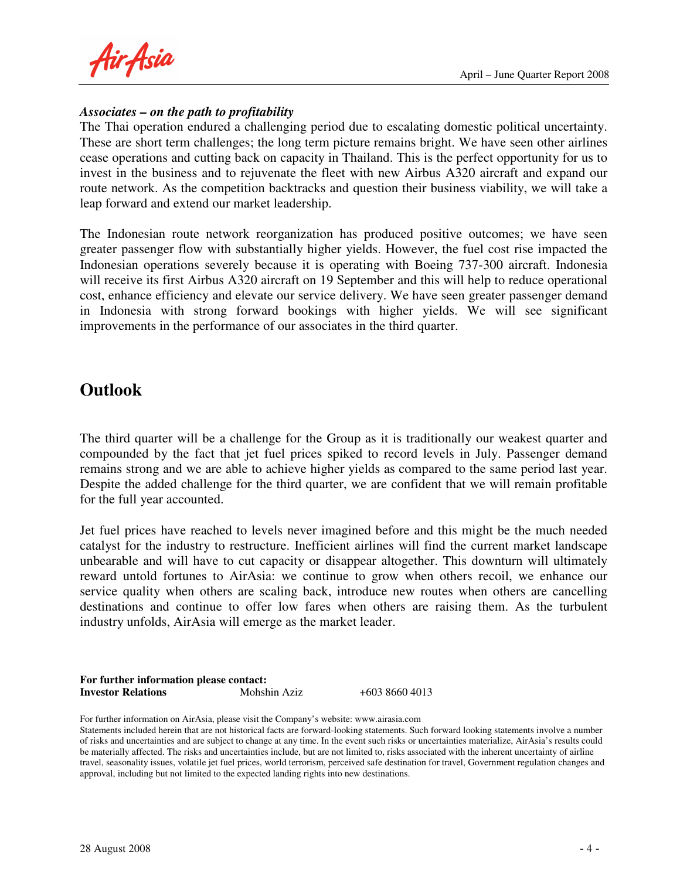***Associates – on the path to profitability***

The Thai operation endured a challenging period due to escalating domestic political uncertainty. These are short term challenges; the long term picture remains bright. We have seen other airlines cease operations and cutting back on capacity in Thailand. This is the perfect opportunity for us to invest in the business and to rejuvenate the fleet with new Airbus A320 aircraft and expand our route network. As the competition backtracks and question their business viability, we will take a leap forward and extend our market leadership.

The Indonesian route network reorganization has produced positive outcomes; we have seen greater passenger flow with substantially higher yields. However, the fuel cost rise impacted the Indonesian operations severely because it is operating with Boeing 737-300 aircraft. Indonesia will receive its first Airbus A320 aircraft on 19 September and this will help to reduce operational cost, enhance efficiency and elevate our service delivery. We have seen greater passenger demand in Indonesia with strong forward bookings with higher yields. We will see significant improvements in the performance of our associates in the third quarter.

## Outlook

The third quarter will be a challenge for the Group as it is traditionally our weakest quarter and compounded by the fact that jet fuel prices spiked to record levels in July. Passenger demand remains strong and we are able to achieve higher yields as compared to the same period last year. Despite the added challenge for the third quarter, we are confident that we will remain profitable for the full year accounted.

Jet fuel prices have reached to levels never imagined before and this might be the much needed catalyst for the industry to restructure. Inefficient airlines will find the current market landscape unbearable and will have to cut capacity or disappear altogether. This downturn will ultimately reward untold fortunes to AirAsia: we continue to grow when others recoil, we enhance our service quality when others are scaling back, introduce new routes when others are cancelling destinations and continue to offer low fares when others are raising them. As the turbulent industry unfolds, AirAsia will emerge as the market leader.

**For further information please contact:**
**Investor Relations** Mohshin Aziz +603 8660 4013

For further information on AirAsia, please visit the Company's website: www.airasia.com
Statements included herein that are not historical facts are forward-looking statements. Such forward looking statements involve a number of risks and uncertainties and are subject to change at any time. In the event such risks or uncertainties materialize, AirAsia's results could be materially affected. The risks and uncertainties include, but are not limited to, risks associated with the inherent uncertainty of airline travel, seasonality issues, volatile jet fuel prices, world terrorism, perceived safe destination for travel, Government regulation changes and approval, including but not limited to the expected landing rights into new destinations.

28 August 2008